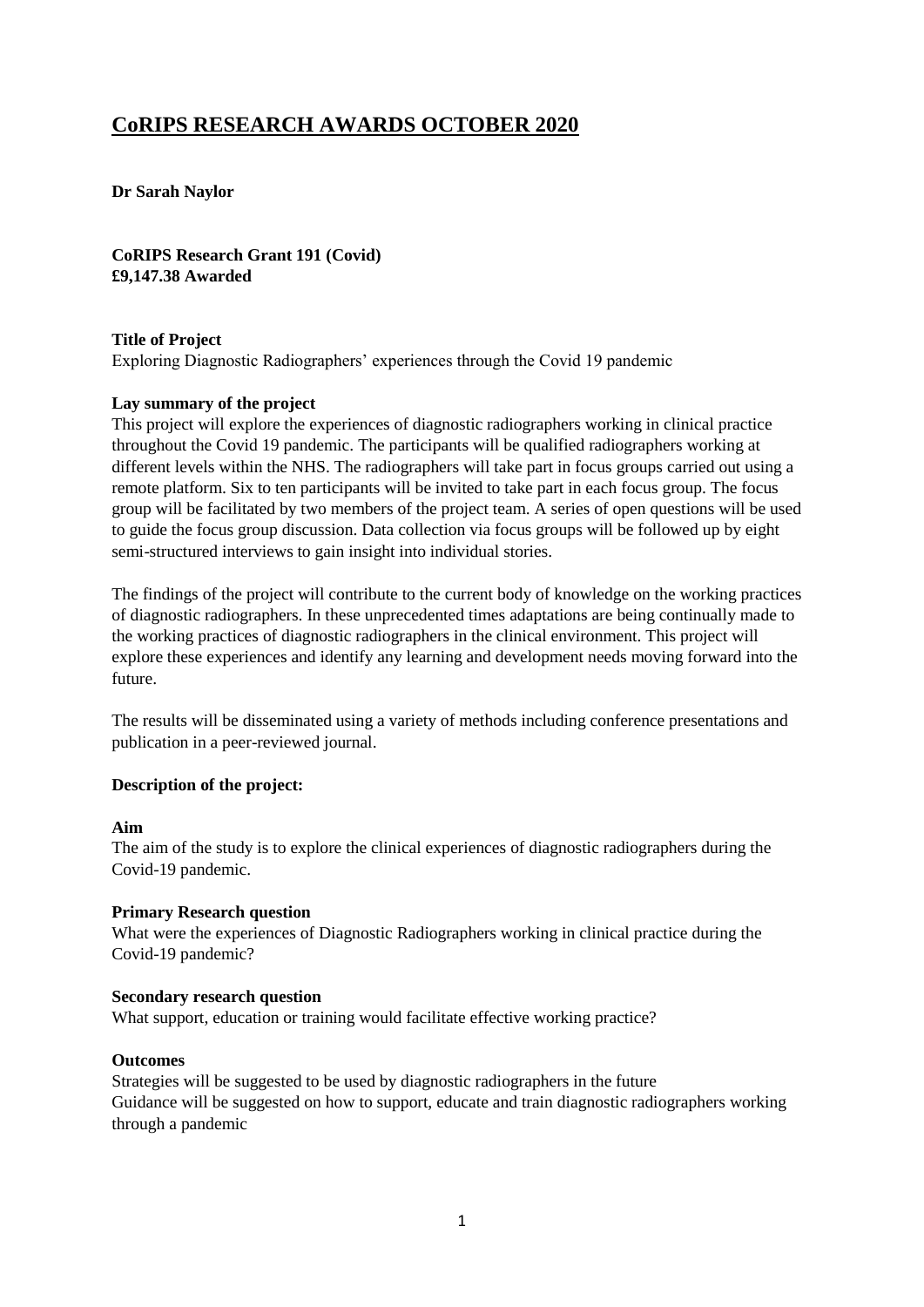# CoRIPS RESEARCH AWARDS OCTOBER 2020

**Dr Sarah Naylor**

**CoRIPS Research Grant 191 (Covid)**
**£9,147.38 Awarded**

**Title of Project**
Exploring Diagnostic Radiographers' experiences through the Covid 19 pandemic

**Lay summary of the project**
This project will explore the experiences of diagnostic radiographers working in clinical practice throughout the Covid 19 pandemic. The participants will be qualified radiographers working at different levels within the NHS. The radiographers will take part in focus groups carried out using a remote platform. Six to ten participants will be invited to take part in each focus group. The focus group will be facilitated by two members of the project team. A series of open questions will be used to guide the focus group discussion. Data collection via focus groups will be followed up by eight semi-structured interviews to gain insight into individual stories.

The findings of the project will contribute to the current body of knowledge on the working practices of diagnostic radiographers. In these unprecedented times adaptations are being continually made to the working practices of diagnostic radiographers in the clinical environment. This project will explore these experiences and identify any learning and development needs moving forward into the future.

The results will be disseminated using a variety of methods including conference presentations and publication in a peer-reviewed journal.

**Description of the project:**

**Aim**
The aim of the study is to explore the clinical experiences of diagnostic radiographers during the Covid-19 pandemic.

**Primary Research question**
What were the experiences of Diagnostic Radiographers working in clinical practice during the Covid-19 pandemic?

**Secondary research question**
What support, education or training would facilitate effective working practice?

**Outcomes**
Strategies will be suggested to be used by diagnostic radiographers in the future
Guidance will be suggested on how to support, educate and train diagnostic radiographers working through a pandemic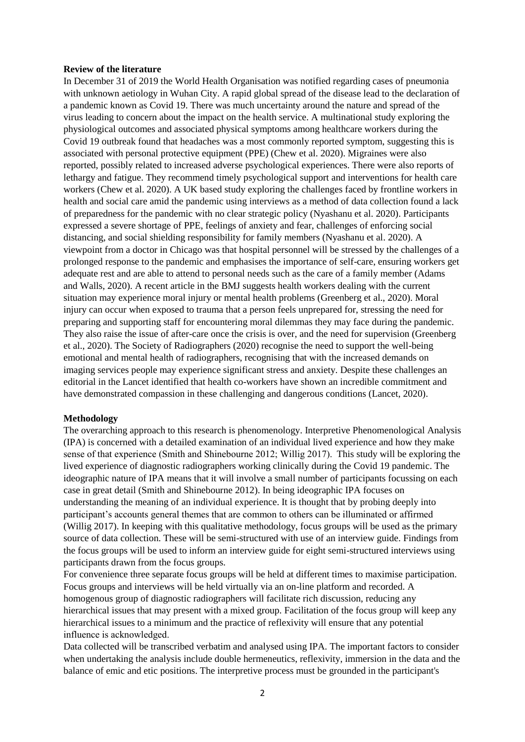**Review of the literature**

In December 31 of 2019 the World Health Organisation was notified regarding cases of pneumonia with unknown aetiology in Wuhan City. A rapid global spread of the disease lead to the declaration of a pandemic known as Covid 19. There was much uncertainty around the nature and spread of the virus leading to concern about the impact on the health service. A multinational study exploring the physiological outcomes and associated physical symptoms among healthcare workers during the Covid 19 outbreak found that headaches was a most commonly reported symptom, suggesting this is associated with personal protective equipment (PPE) (Chew et al. 2020). Migraines were also reported, possibly related to increased adverse psychological experiences. There were also reports of lethargy and fatigue. They recommend timely psychological support and interventions for health care workers (Chew et al. 2020). A UK based study exploring the challenges faced by frontline workers in health and social care amid the pandemic using interviews as a method of data collection found a lack of preparedness for the pandemic with no clear strategic policy (Nyashanu et al. 2020). Participants expressed a severe shortage of PPE, feelings of anxiety and fear, challenges of enforcing social distancing, and social shielding responsibility for family members (Nyashanu et al. 2020). A viewpoint from a doctor in Chicago was that hospital personnel will be stressed by the challenges of a prolonged response to the pandemic and emphasises the importance of self-care, ensuring workers get adequate rest and are able to attend to personal needs such as the care of a family member (Adams and Walls, 2020). A recent article in the BMJ suggests health workers dealing with the current situation may experience moral injury or mental health problems (Greenberg et al., 2020). Moral injury can occur when exposed to trauma that a person feels unprepared for, stressing the need for preparing and supporting staff for encountering moral dilemmas they may face during the pandemic. They also raise the issue of after-care once the crisis is over, and the need for supervision (Greenberg et al., 2020). The Society of Radiographers (2020) recognise the need to support the well-being emotional and mental health of radiographers, recognising that with the increased demands on imaging services people may experience significant stress and anxiety. Despite these challenges an editorial in the Lancet identified that health co-workers have shown an incredible commitment and have demonstrated compassion in these challenging and dangerous conditions (Lancet, 2020).

**Methodology**

The overarching approach to this research is phenomenology. Interpretive Phenomenological Analysis (IPA) is concerned with a detailed examination of an individual lived experience and how they make sense of that experience (Smith and Shinebourne 2012; Willig 2017). This study will be exploring the lived experience of diagnostic radiographers working clinically during the Covid 19 pandemic. The ideographic nature of IPA means that it will involve a small number of participants focussing on each case in great detail (Smith and Shinebourne 2012). In being ideographic IPA focuses on understanding the meaning of an individual experience. It is thought that by probing deeply into participant's accounts general themes that are common to others can be illuminated or affirmed (Willig 2017). In keeping with this qualitative methodology, focus groups will be used as the primary source of data collection. These will be semi-structured with use of an interview guide. Findings from the focus groups will be used to inform an interview guide for eight semi-structured interviews using participants drawn from the focus groups.

For convenience three separate focus groups will be held at different times to maximise participation. Focus groups and interviews will be held virtually via an on-line platform and recorded. A homogenous group of diagnostic radiographers will facilitate rich discussion, reducing any hierarchical issues that may present with a mixed group. Facilitation of the focus group will keep any hierarchical issues to a minimum and the practice of reflexivity will ensure that any potential influence is acknowledged.

Data collected will be transcribed verbatim and analysed using IPA. The important factors to consider when undertaking the analysis include double hermeneutics, reflexivity, immersion in the data and the balance of emic and etic positions. The interpretive process must be grounded in the participant's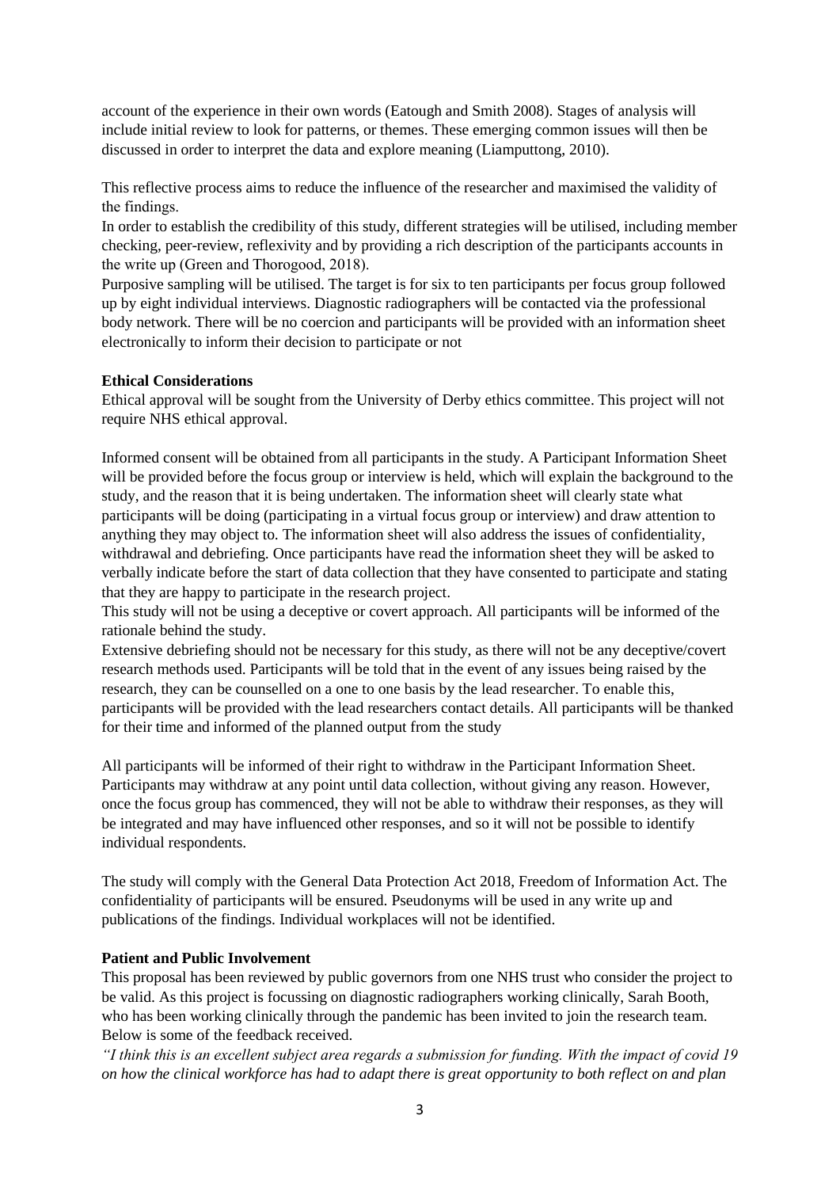account of the experience in their own words (Eatough and Smith 2008). Stages of analysis will include initial review to look for patterns, or themes. These emerging common issues will then be discussed in order to interpret the data and explore meaning (Liamputtong, 2010).

This reflective process aims to reduce the influence of the researcher and maximised the validity of the findings.

In order to establish the credibility of this study, different strategies will be utilised, including member checking, peer-review, reflexivity and by providing a rich description of the participants accounts in the write up (Green and Thorogood, 2018).

Purposive sampling will be utilised. The target is for six to ten participants per focus group followed up by eight individual interviews. Diagnostic radiographers will be contacted via the professional body network. There will be no coercion and participants will be provided with an information sheet electronically to inform their decision to participate or not

**Ethical Considerations**

Ethical approval will be sought from the University of Derby ethics committee. This project will not require NHS ethical approval.

Informed consent will be obtained from all participants in the study. A Participant Information Sheet will be provided before the focus group or interview is held, which will explain the background to the study, and the reason that it is being undertaken. The information sheet will clearly state what participants will be doing (participating in a virtual focus group or interview) and draw attention to anything they may object to. The information sheet will also address the issues of confidentiality, withdrawal and debriefing. Once participants have read the information sheet they will be asked to verbally indicate before the start of data collection that they have consented to participate and stating that they are happy to participate in the research project.

This study will not be using a deceptive or covert approach. All participants will be informed of the rationale behind the study.

Extensive debriefing should not be necessary for this study, as there will not be any deceptive/covert research methods used. Participants will be told that in the event of any issues being raised by the research, they can be counselled on a one to one basis by the lead researcher. To enable this, participants will be provided with the lead researchers contact details. All participants will be thanked for their time and informed of the planned output from the study

All participants will be informed of their right to withdraw in the Participant Information Sheet. Participants may withdraw at any point until data collection, without giving any reason. However, once the focus group has commenced, they will not be able to withdraw their responses, as they will be integrated and may have influenced other responses, and so it will not be possible to identify individual respondents.

The study will comply with the General Data Protection Act 2018, Freedom of Information Act. The confidentiality of participants will be ensured. Pseudonyms will be used in any write up and publications of the findings. Individual workplaces will not be identified.

**Patient and Public Involvement**

This proposal has been reviewed by public governors from one NHS trust who consider the project to be valid. As this project is focussing on diagnostic radiographers working clinically, Sarah Booth, who has been working clinically through the pandemic has been invited to join the research team. Below is some of the feedback received.

*"I think this is an excellent subject area regards a submission for funding. With the impact of covid 19 on how the clinical workforce has had to adapt there is great opportunity to both reflect on and plan*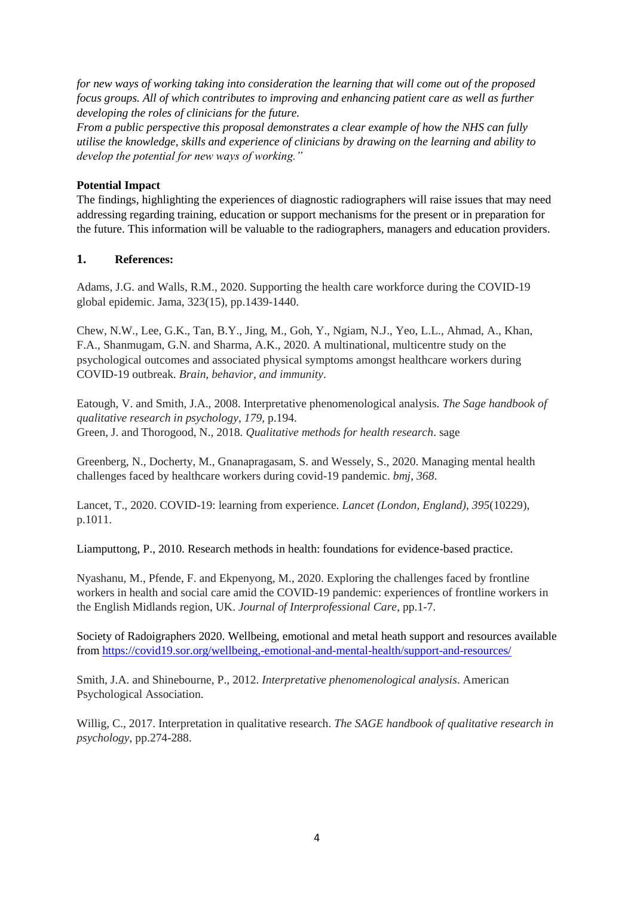*for new ways of working taking into consideration the learning that will come out of the proposed focus groups. All of which contributes to improving and enhancing patient care as well as further developing the roles of clinicians for the future.*
*From a public perspective this proposal demonstrates a clear example of how the NHS can fully utilise the knowledge, skills and experience of clinicians by drawing on the learning and ability to develop the potential for new ways of working."*

**Potential Impact**
The findings, highlighting the experiences of diagnostic radiographers will raise issues that may need addressing regarding training, education or support mechanisms for the present or in preparation for the future. This information will be valuable to the radiographers, managers and education providers.

## 1. References:

Adams, J.G. and Walls, R.M., 2020. Supporting the health care workforce during the COVID-19 global epidemic. Jama, 323(15), pp.1439-1440.

Chew, N.W., Lee, G.K., Tan, B.Y., Jing, M., Goh, Y., Ngiam, N.J., Yeo, L.L., Ahmad, A., Khan, F.A., Shanmugam, G.N. and Sharma, A.K., 2020. A multinational, multicentre study on the psychological outcomes and associated physical symptoms amongst healthcare workers during COVID-19 outbreak. *Brain, behavior, and immunity*.

Eatough, V. and Smith, J.A., 2008. Interpretative phenomenological analysis. *The Sage handbook of qualitative research in psychology*, *179*, p.194.
Green, J. and Thorogood, N., 2018. *Qualitative methods for health research*. sage

Greenberg, N., Docherty, M., Gnanapragasam, S. and Wessely, S., 2020. Managing mental health challenges faced by healthcare workers during covid-19 pandemic. *bmj*, *368*.

Lancet, T., 2020. COVID-19: learning from experience. *Lancet (London, England)*, *395*(10229), p.1011.

Liamputtong, P., 2010. Research methods in health: foundations for evidence-based practice.

Nyashanu, M., Pfende, F. and Ekpenyong, M., 2020. Exploring the challenges faced by frontline workers in health and social care amid the COVID-19 pandemic: experiences of frontline workers in the English Midlands region, UK. *Journal of Interprofessional Care*, pp.1-7.

Society of Radoigraphers 2020. Wellbeing, emotional and metal heath support and resources available from https://covid19.sor.org/wellbeing,-emotional-and-mental-health/support-and-resources/

Smith, J.A. and Shinebourne, P., 2012. *Interpretative phenomenological analysis*. American Psychological Association.

Willig, C., 2017. Interpretation in qualitative research. *The SAGE handbook of qualitative research in psychology*, pp.274-288.